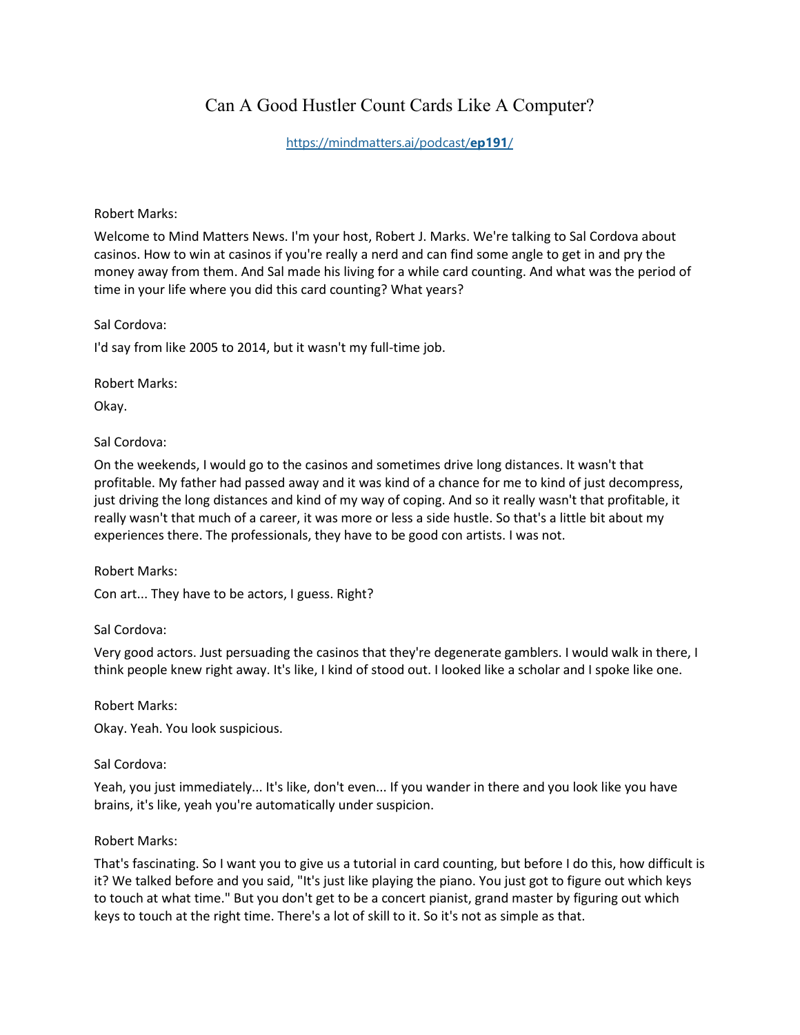# Can A Good Hustler Count Cards Like A Computer?

[https://mindmatters.ai/podcast/**ep191**/](https://mindmatters.ai/podcast/ep191/)

Robert Marks:

Welcome to Mind Matters News. I'm your host, Robert J. Marks. We're talking to Sal Cordova about casinos. How to win at casinos if you're really a nerd and can find some angle to get in and pry the money away from them. And Sal made his living for a while card counting. And what was the period of time in your life where you did this card counting? What years?

Sal Cordova:

I'd say from like 2005 to 2014, but it wasn't my full-time job.

Robert Marks:

Okay.

Sal Cordova:

On the weekends, I would go to the casinos and sometimes drive long distances. It wasn't that profitable. My father had passed away and it was kind of a chance for me to kind of just decompress, just driving the long distances and kind of my way of coping. And so it really wasn't that profitable, it really wasn't that much of a career, it was more or less a side hustle. So that's a little bit about my experiences there. The professionals, they have to be good con artists. I was not.

Robert Marks:

Con art... They have to be actors, I guess. Right?

Sal Cordova:

Very good actors. Just persuading the casinos that they're degenerate gamblers. I would walk in there, I think people knew right away. It's like, I kind of stood out. I looked like a scholar and I spoke like one.

Robert Marks:

Okay. Yeah. You look suspicious.

Sal Cordova:

Yeah, you just immediately... It's like, don't even... If you wander in there and you look like you have brains, it's like, yeah you're automatically under suspicion.

Robert Marks:

That's fascinating. So I want you to give us a tutorial in card counting, but before I do this, how difficult is it? We talked before and you said, "It's just like playing the piano. You just got to figure out which keys to touch at what time." But you don't get to be a concert pianist, grand master by figuring out which keys to touch at the right time. There's a lot of skill to it. So it's not as simple as that.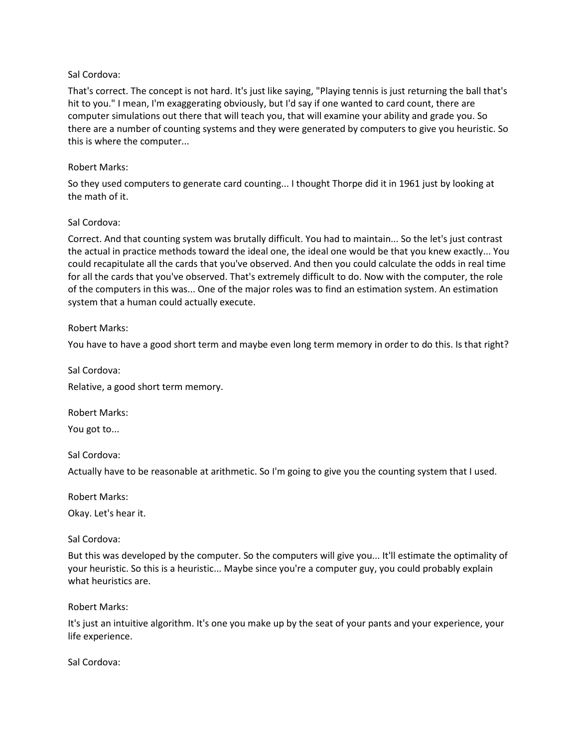Sal Cordova:

That's correct. The concept is not hard. It's just like saying, "Playing tennis is just returning the ball that's hit to you." I mean, I'm exaggerating obviously, but I'd say if one wanted to card count, there are computer simulations out there that will teach you, that will examine your ability and grade you. So there are a number of counting systems and they were generated by computers to give you heuristic. So this is where the computer...

Robert Marks:

So they used computers to generate card counting... I thought Thorpe did it in 1961 just by looking at the math of it.

Sal Cordova:

Correct. And that counting system was brutally difficult. You had to maintain... So the let's just contrast the actual in practice methods toward the ideal one, the ideal one would be that you knew exactly... You could recapitulate all the cards that you've observed. And then you could calculate the odds in real time for all the cards that you've observed. That's extremely difficult to do. Now with the computer, the role of the computers in this was... One of the major roles was to find an estimation system. An estimation system that a human could actually execute.

Robert Marks:

You have to have a good short term and maybe even long term memory in order to do this. Is that right?

Sal Cordova:

Relative, a good short term memory.

Robert Marks:

You got to...

Sal Cordova:

Actually have to be reasonable at arithmetic. So I'm going to give you the counting system that I used.

Robert Marks:

Okay. Let's hear it.

Sal Cordova:

But this was developed by the computer. So the computers will give you... It'll estimate the optimality of your heuristic. So this is a heuristic... Maybe since you're a computer guy, you could probably explain what heuristics are.

Robert Marks:

It's just an intuitive algorithm. It's one you make up by the seat of your pants and your experience, your life experience.

Sal Cordova: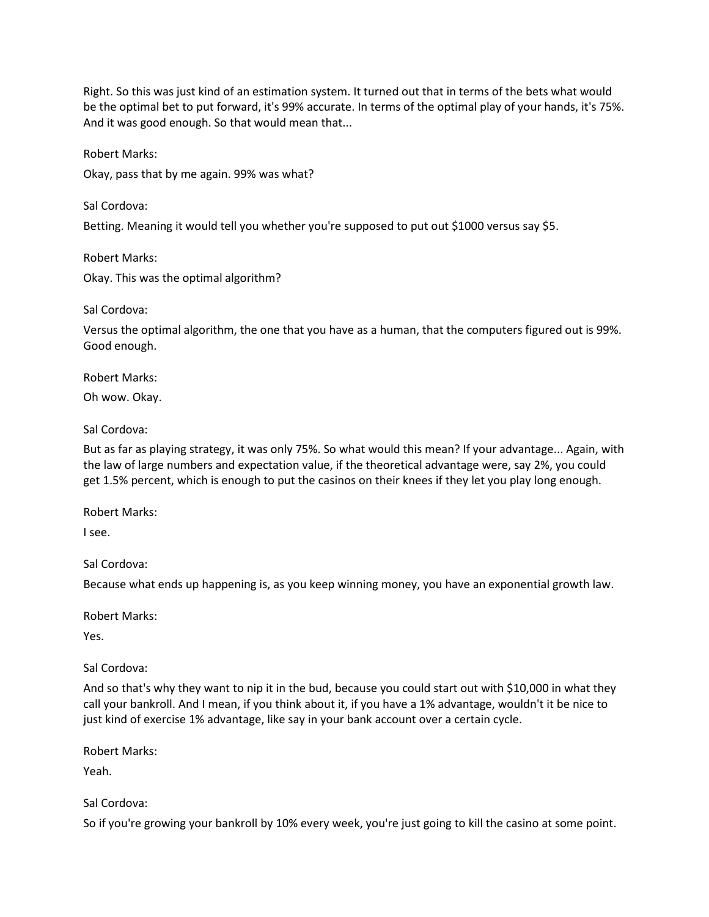Right. So this was just kind of an estimation system. It turned out that in terms of the bets what would be the optimal bet to put forward, it's 99% accurate. In terms of the optimal play of your hands, it's 75%. And it was good enough. So that would mean that...

Robert Marks:

Okay, pass that by me again. 99% was what?

Sal Cordova:

Betting. Meaning it would tell you whether you're supposed to put out $1000 versus say $5.

Robert Marks:

Okay. This was the optimal algorithm?

Sal Cordova:

Versus the optimal algorithm, the one that you have as a human, that the computers figured out is 99%. Good enough.

Robert Marks:

Oh wow. Okay.

Sal Cordova:

But as far as playing strategy, it was only 75%. So what would this mean? If your advantage... Again, with the law of large numbers and expectation value, if the theoretical advantage were, say 2%, you could get 1.5% percent, which is enough to put the casinos on their knees if they let you play long enough.

Robert Marks:

I see.

Sal Cordova:

Because what ends up happening is, as you keep winning money, you have an exponential growth law.

Robert Marks:

Yes.

Sal Cordova:

And so that's why they want to nip it in the bud, because you could start out with $10,000 in what they call your bankroll. And I mean, if you think about it, if you have a 1% advantage, wouldn't it be nice to just kind of exercise 1% advantage, like say in your bank account over a certain cycle.

Robert Marks:

Yeah.

Sal Cordova:

So if you're growing your bankroll by 10% every week, you're just going to kill the casino at some point.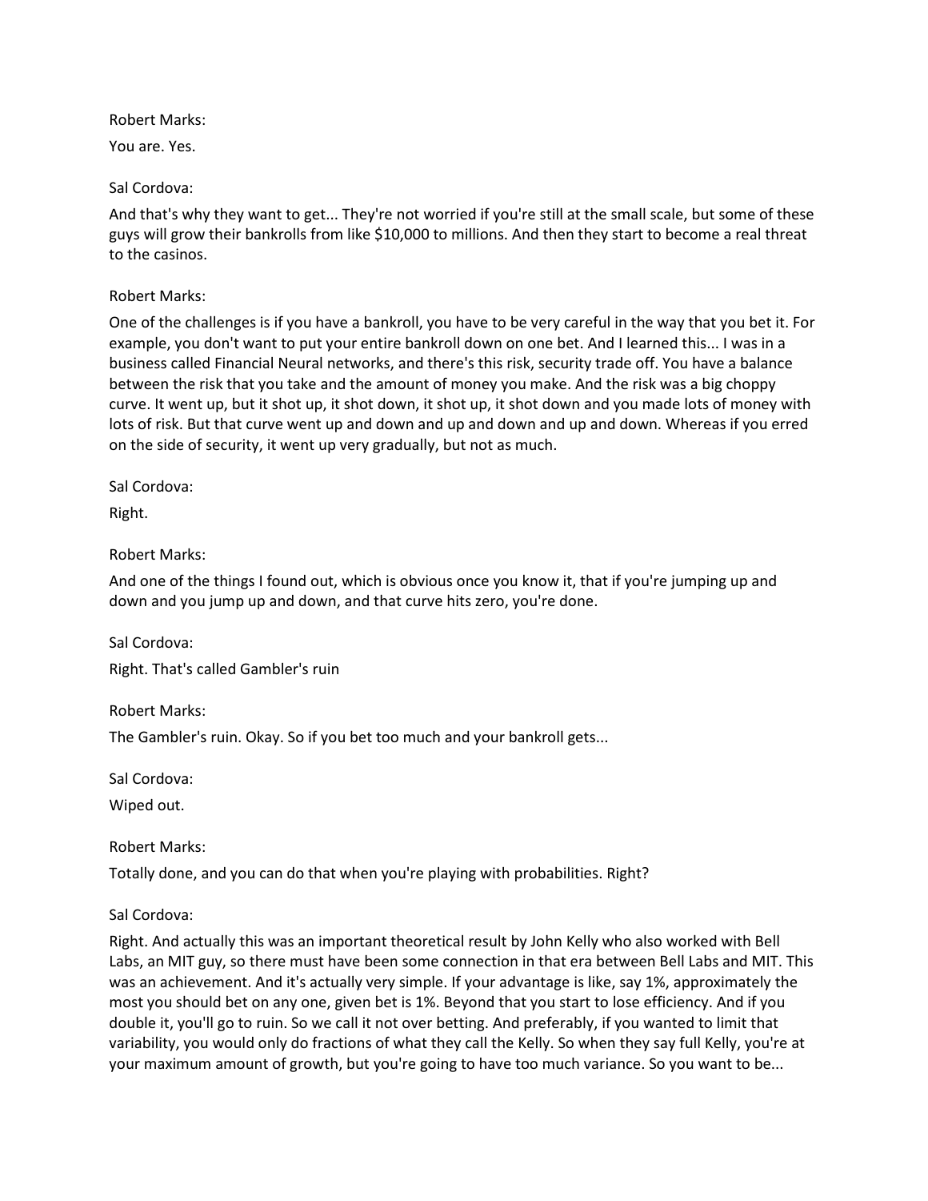Robert Marks:

You are. Yes.

Sal Cordova:

And that's why they want to get... They're not worried if you're still at the small scale, but some of these guys will grow their bankrolls from like $10,000 to millions. And then they start to become a real threat to the casinos.

Robert Marks:

One of the challenges is if you have a bankroll, you have to be very careful in the way that you bet it. For example, you don't want to put your entire bankroll down on one bet. And I learned this... I was in a business called Financial Neural networks, and there's this risk, security trade off. You have a balance between the risk that you take and the amount of money you make. And the risk was a big choppy curve. It went up, but it shot up, it shot down, it shot up, it shot down and you made lots of money with lots of risk. But that curve went up and down and up and down and up and down. Whereas if you erred on the side of security, it went up very gradually, but not as much.

Sal Cordova:

Right.

Robert Marks:

And one of the things I found out, which is obvious once you know it, that if you're jumping up and down and you jump up and down, and that curve hits zero, you're done.

Sal Cordova:

Right. That's called Gambler's ruin

Robert Marks:

The Gambler's ruin. Okay. So if you bet too much and your bankroll gets...

Sal Cordova:

Wiped out.

Robert Marks:

Totally done, and you can do that when you're playing with probabilities. Right?

Sal Cordova:

Right. And actually this was an important theoretical result by John Kelly who also worked with Bell Labs, an MIT guy, so there must have been some connection in that era between Bell Labs and MIT. This was an achievement. And it's actually very simple. If your advantage is like, say 1%, approximately the most you should bet on any one, given bet is 1%. Beyond that you start to lose efficiency. And if you double it, you'll go to ruin. So we call it not over betting. And preferably, if you wanted to limit that variability, you would only do fractions of what they call the Kelly. So when they say full Kelly, you're at your maximum amount of growth, but you're going to have too much variance. So you want to be...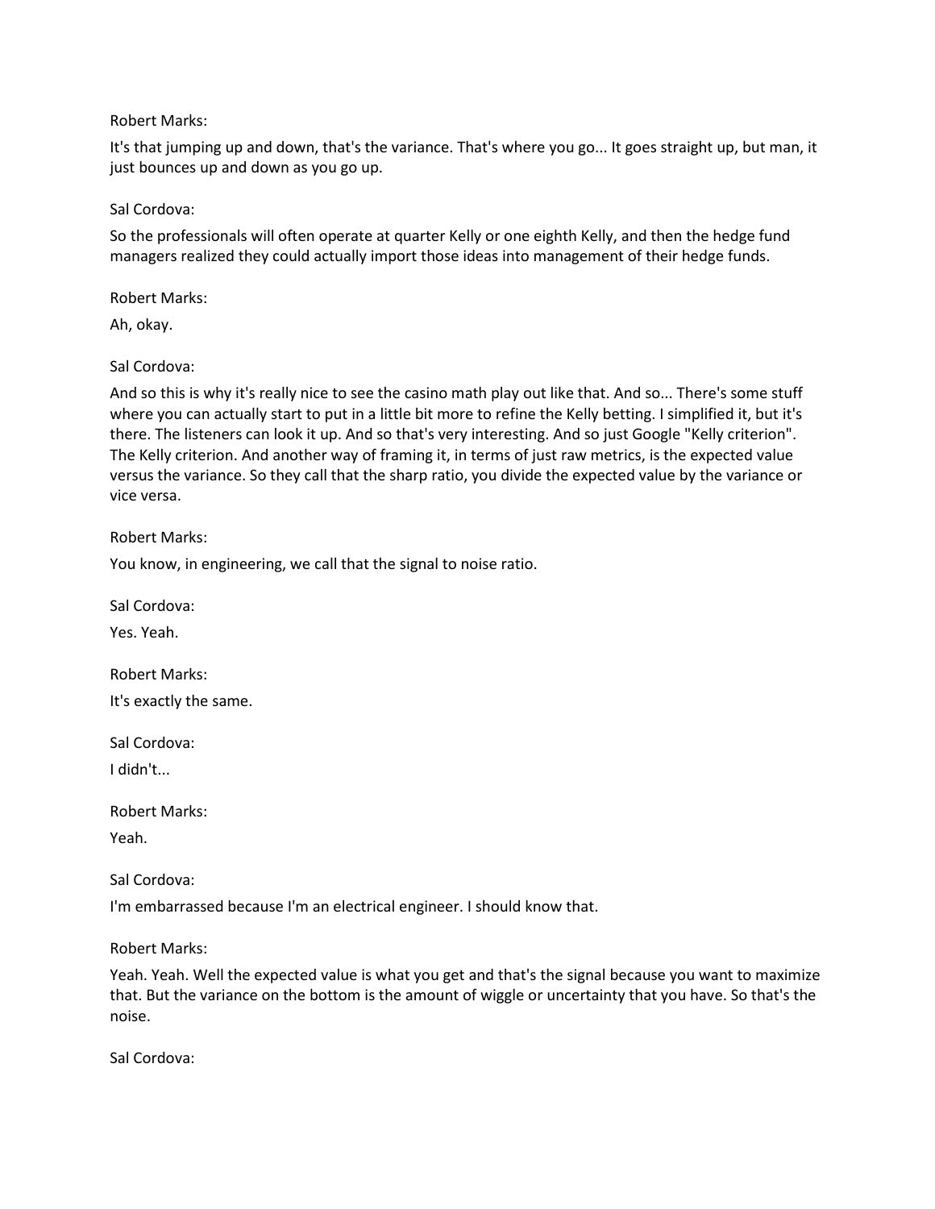Robert Marks:

It's that jumping up and down, that's the variance. That's where you go... It goes straight up, but man, it just bounces up and down as you go up.

Sal Cordova:

So the professionals will often operate at quarter Kelly or one eighth Kelly, and then the hedge fund managers realized they could actually import those ideas into management of their hedge funds.

Robert Marks:

Ah, okay.

Sal Cordova:

And so this is why it's really nice to see the casino math play out like that. And so... There's some stuff where you can actually start to put in a little bit more to refine the Kelly betting. I simplified it, but it's there. The listeners can look it up. And so that's very interesting. And so just Google "Kelly criterion". The Kelly criterion. And another way of framing it, in terms of just raw metrics, is the expected value versus the variance. So they call that the sharp ratio, you divide the expected value by the variance or vice versa.

Robert Marks:

You know, in engineering, we call that the signal to noise ratio.

Sal Cordova:

Yes. Yeah.

Robert Marks:

It's exactly the same.

Sal Cordova:

I didn't...

Robert Marks:

Yeah.

Sal Cordova:

I'm embarrassed because I'm an electrical engineer. I should know that.

Robert Marks:

Yeah. Yeah. Well the expected value is what you get and that's the signal because you want to maximize that. But the variance on the bottom is the amount of wiggle or uncertainty that you have. So that's the noise.

Sal Cordova: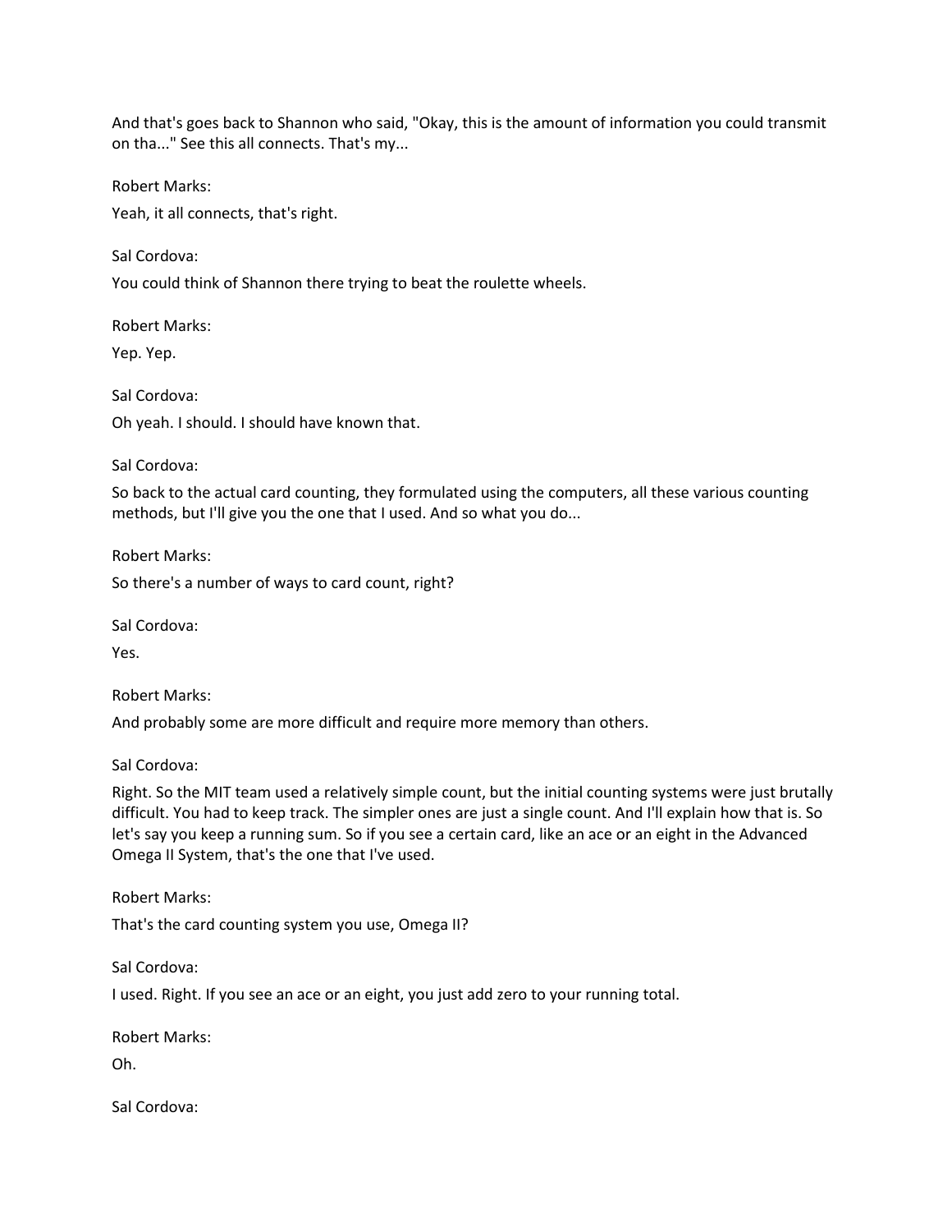And that's goes back to Shannon who said, "Okay, this is the amount of information you could transmit on tha..." See this all connects. That's my...

Robert Marks:

Yeah, it all connects, that's right.

Sal Cordova:

You could think of Shannon there trying to beat the roulette wheels.

Robert Marks:

Yep. Yep.

Sal Cordova:

Oh yeah. I should. I should have known that.

Sal Cordova:

So back to the actual card counting, they formulated using the computers, all these various counting methods, but I'll give you the one that I used. And so what you do...

Robert Marks:

So there's a number of ways to card count, right?

Sal Cordova:

Yes.

Robert Marks:

And probably some are more difficult and require more memory than others.

Sal Cordova:

Right. So the MIT team used a relatively simple count, but the initial counting systems were just brutally difficult. You had to keep track. The simpler ones are just a single count. And I'll explain how that is. So let's say you keep a running sum. So if you see a certain card, like an ace or an eight in the Advanced Omega II System, that's the one that I've used.

Robert Marks:

That's the card counting system you use, Omega II?

Sal Cordova:

I used. Right. If you see an ace or an eight, you just add zero to your running total.

Robert Marks:

Oh.

Sal Cordova: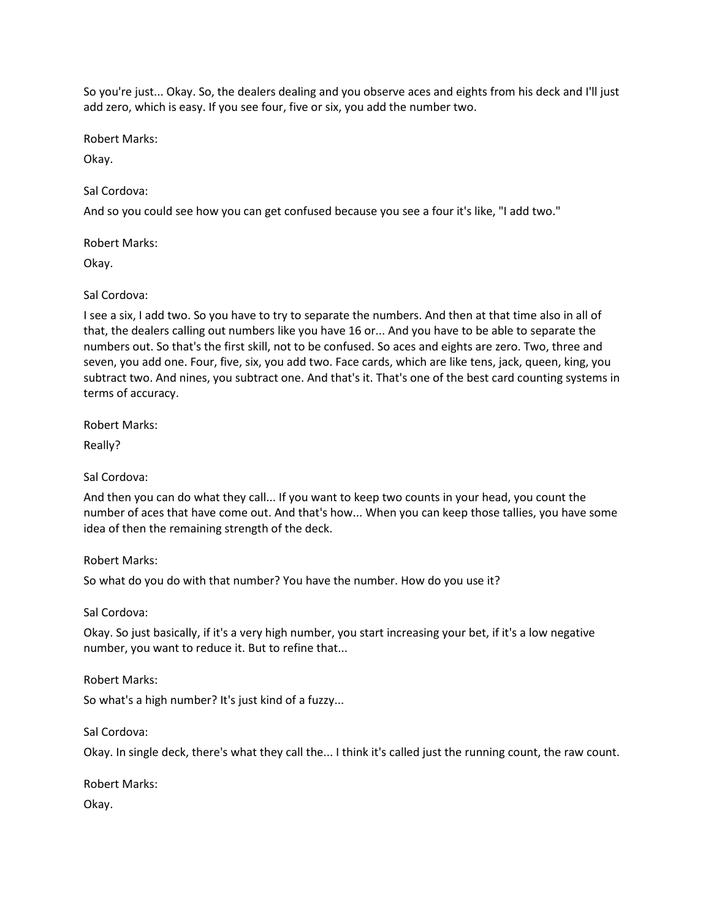So you're just... Okay. So, the dealers dealing and you observe aces and eights from his deck and I'll just add zero, which is easy. If you see four, five or six, you add the number two.

Robert Marks:

Okay.

Sal Cordova:

And so you could see how you can get confused because you see a four it's like, "I add two."

Robert Marks:

Okay.

Sal Cordova:

I see a six, I add two. So you have to try to separate the numbers. And then at that time also in all of that, the dealers calling out numbers like you have 16 or... And you have to be able to separate the numbers out. So that's the first skill, not to be confused. So aces and eights are zero. Two, three and seven, you add one. Four, five, six, you add two. Face cards, which are like tens, jack, queen, king, you subtract two. And nines, you subtract one. And that's it. That's one of the best card counting systems in terms of accuracy.

Robert Marks:

Really?

Sal Cordova:

And then you can do what they call... If you want to keep two counts in your head, you count the number of aces that have come out. And that's how... When you can keep those tallies, you have some idea of then the remaining strength of the deck.

Robert Marks:

So what do you do with that number? You have the number. How do you use it?

Sal Cordova:

Okay. So just basically, if it's a very high number, you start increasing your bet, if it's a low negative number, you want to reduce it. But to refine that...

Robert Marks:

So what's a high number? It's just kind of a fuzzy...

Sal Cordova:

Okay. In single deck, there's what they call the... I think it's called just the running count, the raw count.

Robert Marks:

Okay.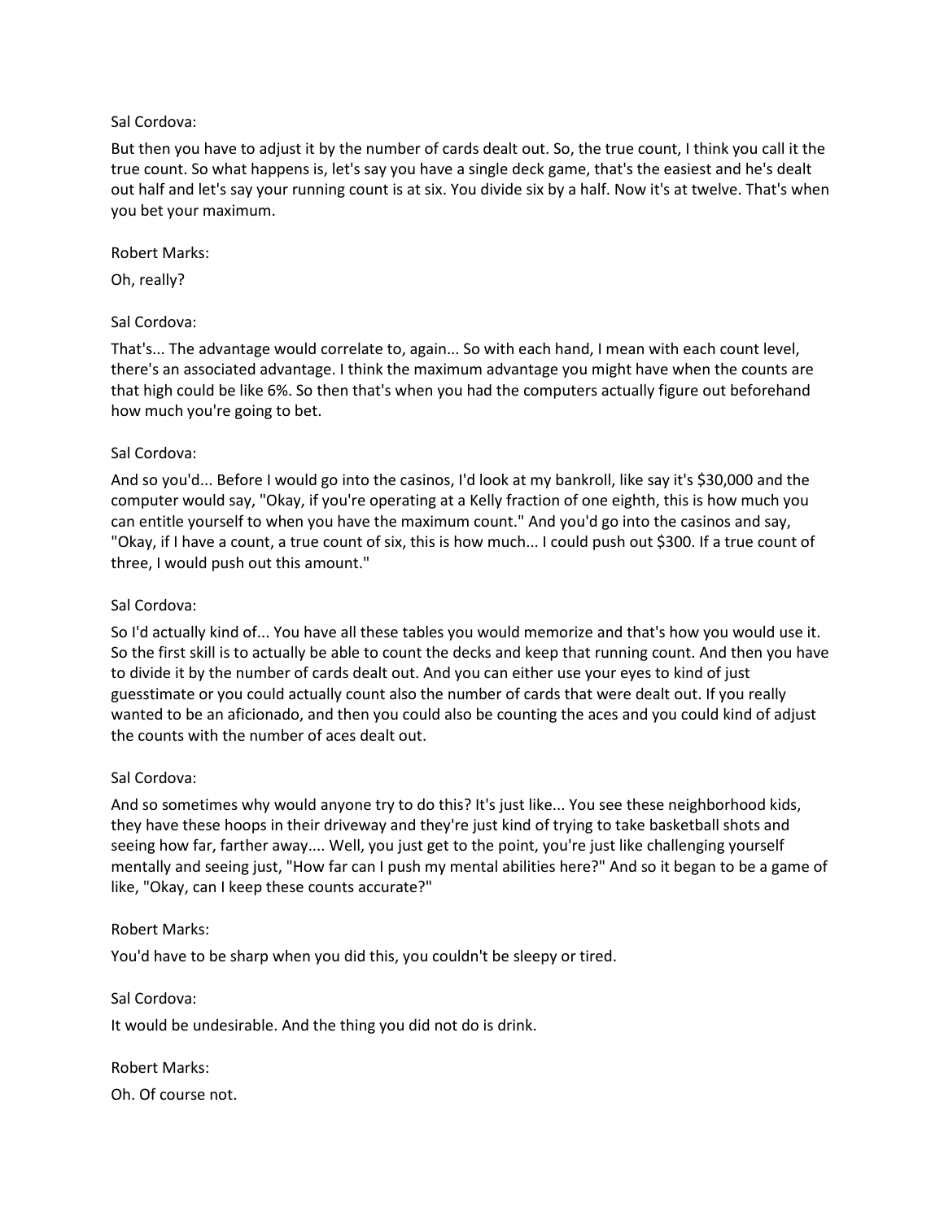Sal Cordova:

But then you have to adjust it by the number of cards dealt out. So, the true count, I think you call it the true count. So what happens is, let's say you have a single deck game, that's the easiest and he's dealt out half and let's say your running count is at six. You divide six by a half. Now it's at twelve. That's when you bet your maximum.

Robert Marks:

Oh, really?

Sal Cordova:

That's... The advantage would correlate to, again... So with each hand, I mean with each count level, there's an associated advantage. I think the maximum advantage you might have when the counts are that high could be like 6%. So then that's when you had the computers actually figure out beforehand how much you're going to bet.

Sal Cordova:

And so you'd... Before I would go into the casinos, I'd look at my bankroll, like say it's $30,000 and the computer would say, "Okay, if you're operating at a Kelly fraction of one eighth, this is how much you can entitle yourself to when you have the maximum count." And you'd go into the casinos and say, "Okay, if I have a count, a true count of six, this is how much... I could push out $300. If a true count of three, I would push out this amount."

Sal Cordova:

So I'd actually kind of... You have all these tables you would memorize and that's how you would use it. So the first skill is to actually be able to count the decks and keep that running count. And then you have to divide it by the number of cards dealt out. And you can either use your eyes to kind of just guesstimate or you could actually count also the number of cards that were dealt out. If you really wanted to be an aficionado, and then you could also be counting the aces and you could kind of adjust the counts with the number of aces dealt out.

Sal Cordova:

And so sometimes why would anyone try to do this? It's just like... You see these neighborhood kids, they have these hoops in their driveway and they're just kind of trying to take basketball shots and seeing how far, farther away.... Well, you just get to the point, you're just like challenging yourself mentally and seeing just, "How far can I push my mental abilities here?" And so it began to be a game of like, "Okay, can I keep these counts accurate?"

Robert Marks:

You'd have to be sharp when you did this, you couldn't be sleepy or tired.

Sal Cordova:

It would be undesirable. And the thing you did not do is drink.

Robert Marks:

Oh. Of course not.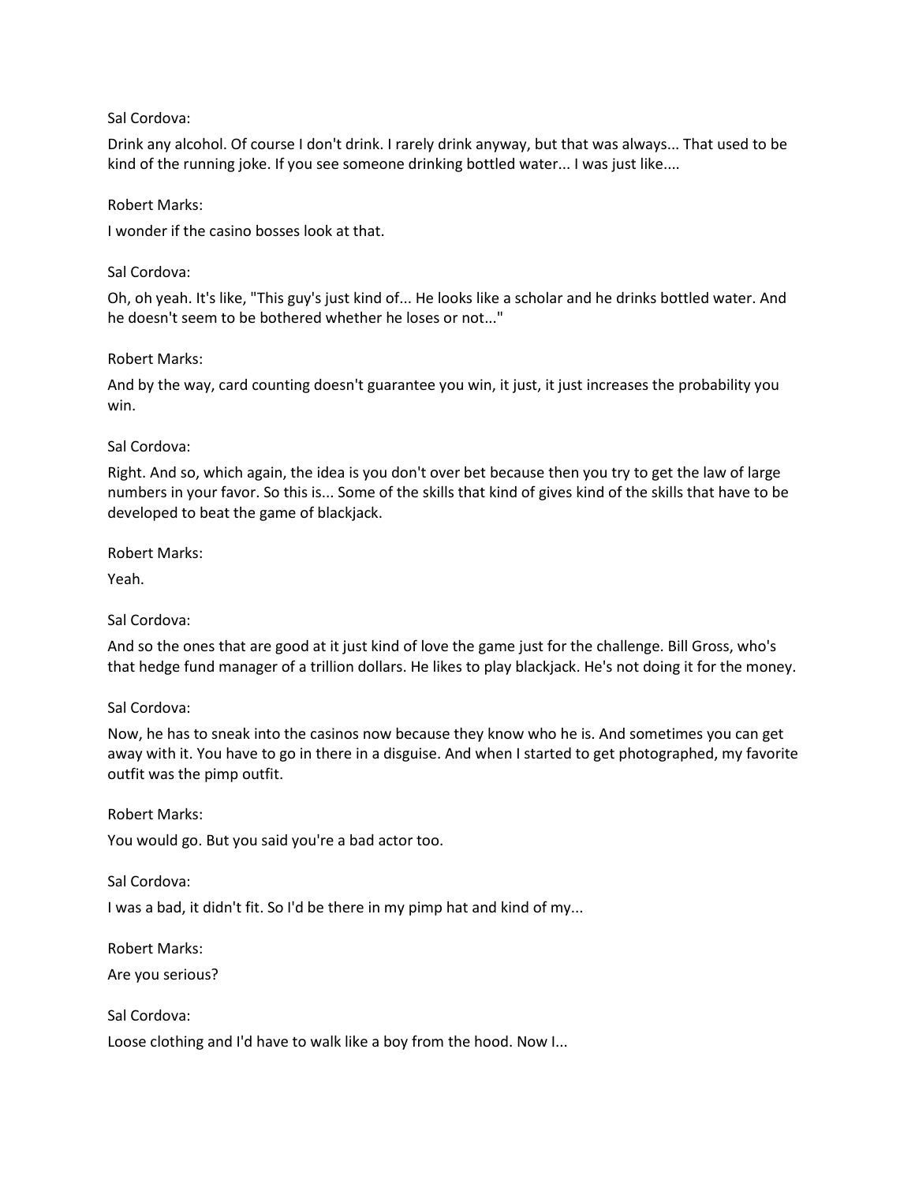Sal Cordova:

Drink any alcohol. Of course I don't drink. I rarely drink anyway, but that was always... That used to be kind of the running joke. If you see someone drinking bottled water... I was just like....

Robert Marks:

I wonder if the casino bosses look at that.

Sal Cordova:

Oh, oh yeah. It's like, "This guy's just kind of... He looks like a scholar and he drinks bottled water. And he doesn't seem to be bothered whether he loses or not..."

Robert Marks:

And by the way, card counting doesn't guarantee you win, it just, it just increases the probability you win.

Sal Cordova:

Right. And so, which again, the idea is you don't over bet because then you try to get the law of large numbers in your favor. So this is... Some of the skills that kind of gives kind of the skills that have to be developed to beat the game of blackjack.

Robert Marks:

Yeah.

Sal Cordova:

And so the ones that are good at it just kind of love the game just for the challenge. Bill Gross, who's that hedge fund manager of a trillion dollars. He likes to play blackjack. He's not doing it for the money.

Sal Cordova:

Now, he has to sneak into the casinos now because they know who he is. And sometimes you can get away with it. You have to go in there in a disguise. And when I started to get photographed, my favorite outfit was the pimp outfit.

Robert Marks:

You would go. But you said you're a bad actor too.

Sal Cordova:

I was a bad, it didn't fit. So I'd be there in my pimp hat and kind of my...

Robert Marks:

Are you serious?

Sal Cordova:

Loose clothing and I'd have to walk like a boy from the hood. Now I...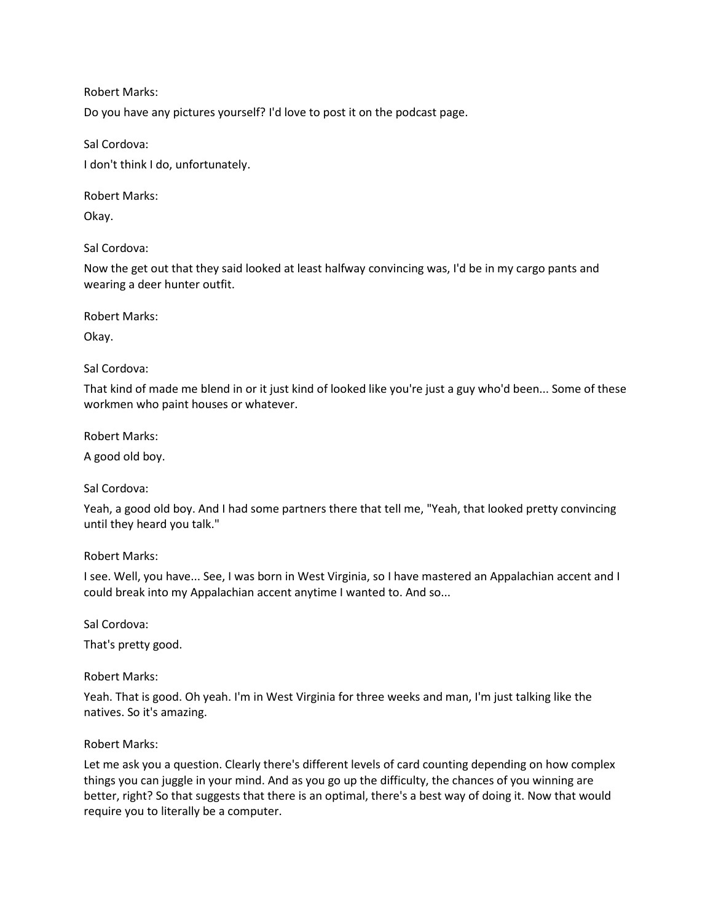Robert Marks:

Do you have any pictures yourself? I'd love to post it on the podcast page.

Sal Cordova:

I don't think I do, unfortunately.

Robert Marks:

Okay.

Sal Cordova:

Now the get out that they said looked at least halfway convincing was, I'd be in my cargo pants and wearing a deer hunter outfit.

Robert Marks:

Okay.

Sal Cordova:

That kind of made me blend in or it just kind of looked like you're just a guy who'd been... Some of these workmen who paint houses or whatever.

Robert Marks:

A good old boy.

Sal Cordova:

Yeah, a good old boy. And I had some partners there that tell me, "Yeah, that looked pretty convincing until they heard you talk."

Robert Marks:

I see. Well, you have... See, I was born in West Virginia, so I have mastered an Appalachian accent and I could break into my Appalachian accent anytime I wanted to. And so...

Sal Cordova:

That's pretty good.

Robert Marks:

Yeah. That is good. Oh yeah. I'm in West Virginia for three weeks and man, I'm just talking like the natives. So it's amazing.

Robert Marks:

Let me ask you a question. Clearly there's different levels of card counting depending on how complex things you can juggle in your mind. And as you go up the difficulty, the chances of you winning are better, right? So that suggests that there is an optimal, there's a best way of doing it. Now that would require you to literally be a computer.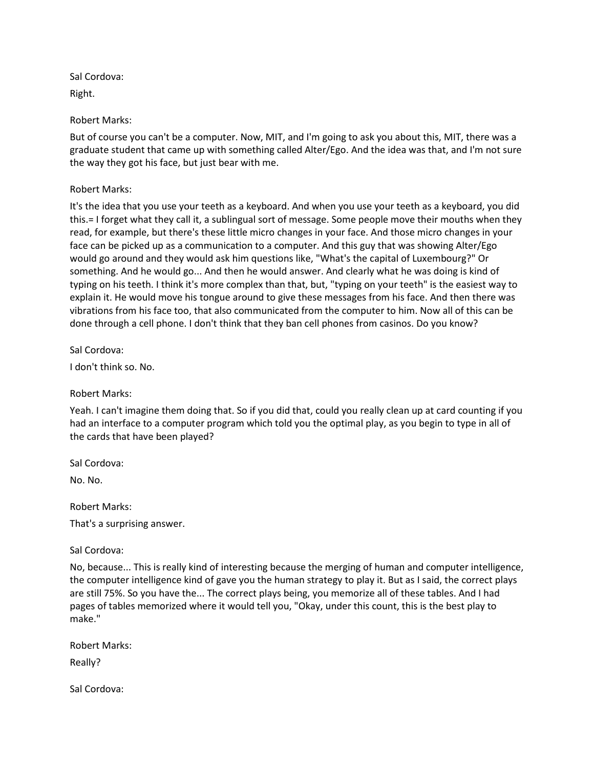Sal Cordova:

Right.

Robert Marks:

But of course you can't be a computer. Now, MIT, and I'm going to ask you about this, MIT, there was a graduate student that came up with something called Alter/Ego. And the idea was that, and I'm not sure the way they got his face, but just bear with me.

Robert Marks:

It's the idea that you use your teeth as a keyboard. And when you use your teeth as a keyboard, you did this.= I forget what they call it, a sublingual sort of message. Some people move their mouths when they read, for example, but there's these little micro changes in your face. And those micro changes in your face can be picked up as a communication to a computer. And this guy that was showing Alter/Ego would go around and they would ask him questions like, "What's the capital of Luxembourg?" Or something. And he would go... And then he would answer. And clearly what he was doing is kind of typing on his teeth. I think it's more complex than that, but, "typing on your teeth" is the easiest way to explain it. He would move his tongue around to give these messages from his face. And then there was vibrations from his face too, that also communicated from the computer to him. Now all of this can be done through a cell phone. I don't think that they ban cell phones from casinos. Do you know?

Sal Cordova:

I don't think so. No.

Robert Marks:

Yeah. I can't imagine them doing that. So if you did that, could you really clean up at card counting if you had an interface to a computer program which told you the optimal play, as you begin to type in all of the cards that have been played?

Sal Cordova:

No. No.

Robert Marks:

That's a surprising answer.

Sal Cordova:

No, because... This is really kind of interesting because the merging of human and computer intelligence, the computer intelligence kind of gave you the human strategy to play it. But as I said, the correct plays are still 75%. So you have the... The correct plays being, you memorize all of these tables. And I had pages of tables memorized where it would tell you, "Okay, under this count, this is the best play to make."

Robert Marks:

Really?

Sal Cordova: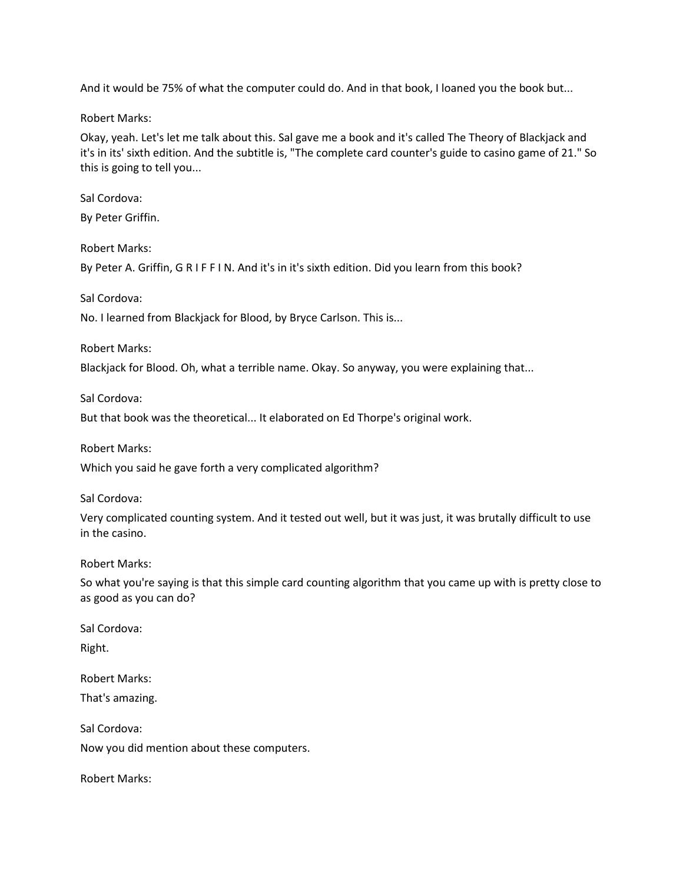And it would be 75% of what the computer could do. And in that book, I loaned you the book but...

Robert Marks:

Okay, yeah. Let's let me talk about this. Sal gave me a book and it's called The Theory of Blackjack and it's in its' sixth edition. And the subtitle is, "The complete card counter's guide to casino game of 21." So this is going to tell you...

Sal Cordova:

By Peter Griffin.

Robert Marks:

By Peter A. Griffin, G R I F F I N. And it's in it's sixth edition. Did you learn from this book?

Sal Cordova:

No. I learned from Blackjack for Blood, by Bryce Carlson. This is...

Robert Marks:

Blackjack for Blood. Oh, what a terrible name. Okay. So anyway, you were explaining that...

Sal Cordova:

But that book was the theoretical... It elaborated on Ed Thorpe's original work.

Robert Marks:

Which you said he gave forth a very complicated algorithm?

Sal Cordova:

Very complicated counting system. And it tested out well, but it was just, it was brutally difficult to use in the casino.

Robert Marks:

So what you're saying is that this simple card counting algorithm that you came up with is pretty close to as good as you can do?

Sal Cordova:

Right.

Robert Marks:

That's amazing.

Sal Cordova:

Now you did mention about these computers.

Robert Marks: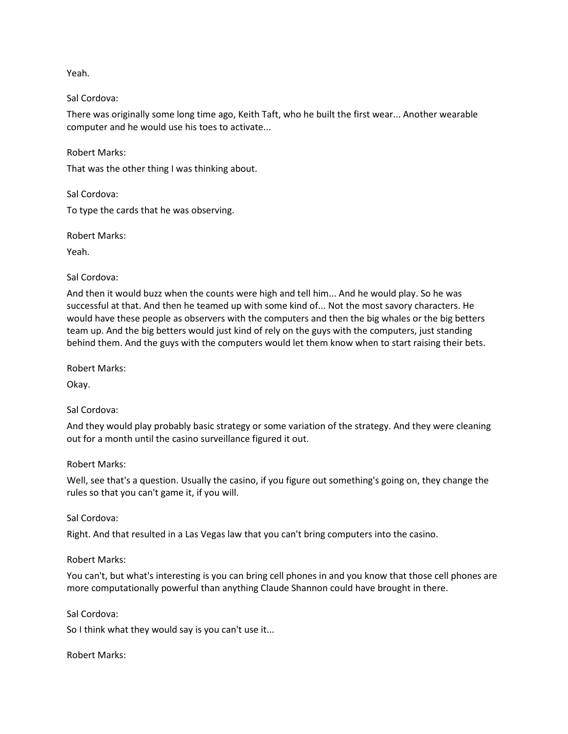Yeah.

Sal Cordova:

There was originally some long time ago, Keith Taft, who he built the first wear... Another wearable computer and he would use his toes to activate...

Robert Marks:

That was the other thing I was thinking about.

Sal Cordova:

To type the cards that he was observing.

Robert Marks:

Yeah.

Sal Cordova:

And then it would buzz when the counts were high and tell him... And he would play. So he was successful at that. And then he teamed up with some kind of... Not the most savory characters. He would have these people as observers with the computers and then the big whales or the big betters team up. And the big betters would just kind of rely on the guys with the computers, just standing behind them. And the guys with the computers would let them know when to start raising their bets.

Robert Marks:

Okay.

Sal Cordova:

And they would play probably basic strategy or some variation of the strategy. And they were cleaning out for a month until the casino surveillance figured it out.

Robert Marks:

Well, see that's a question. Usually the casino, if you figure out something's going on, they change the rules so that you can't game it, if you will.

Sal Cordova:

Right. And that resulted in a Las Vegas law that you can't bring computers into the casino.

Robert Marks:

You can't, but what's interesting is you can bring cell phones in and you know that those cell phones are more computationally powerful than anything Claude Shannon could have brought in there.

Sal Cordova:

So I think what they would say is you can't use it...

Robert Marks: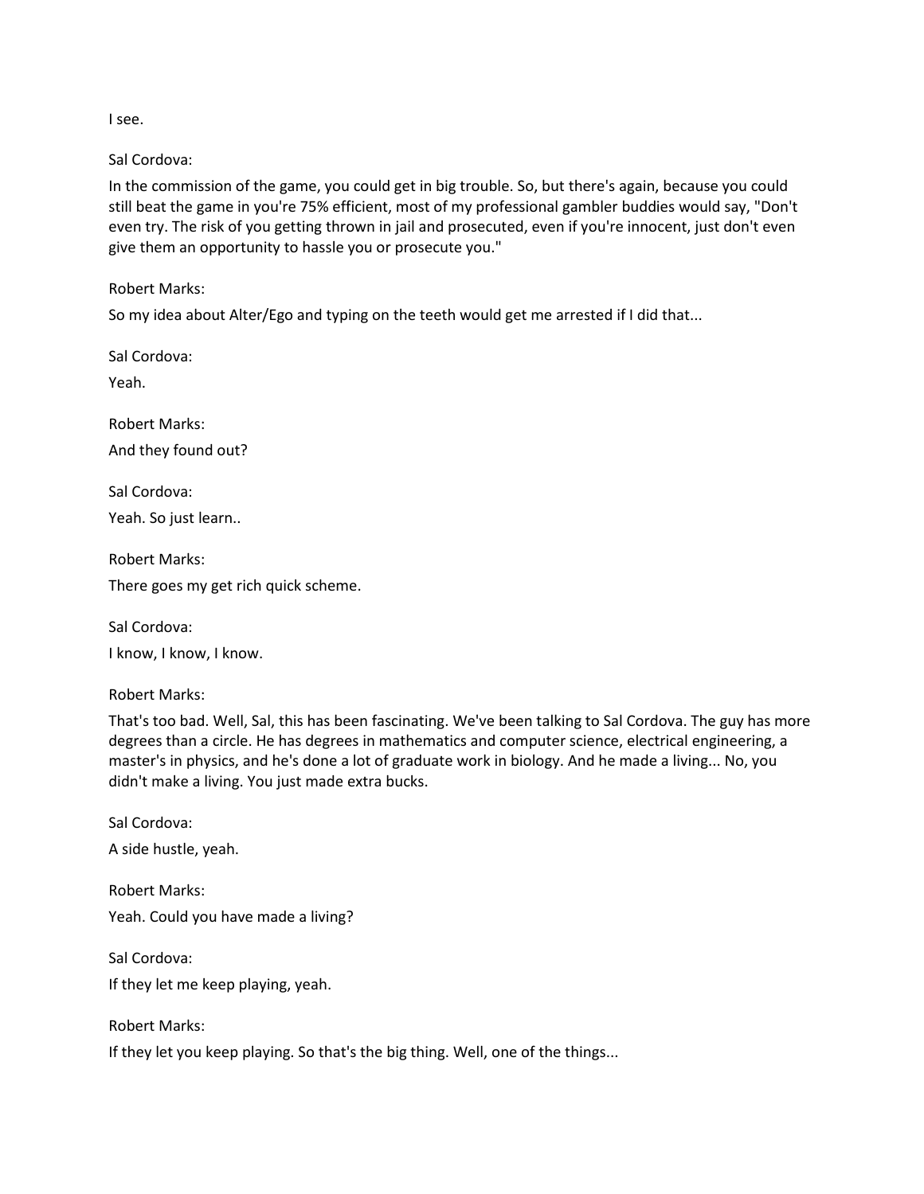I see.

Sal Cordova:

In the commission of the game, you could get in big trouble. So, but there's again, because you could still beat the game in you're 75% efficient, most of my professional gambler buddies would say, "Don't even try. The risk of you getting thrown in jail and prosecuted, even if you're innocent, just don't even give them an opportunity to hassle you or prosecute you."

Robert Marks:

So my idea about Alter/Ego and typing on the teeth would get me arrested if I did that...

Sal Cordova:

Yeah.

Robert Marks:

And they found out?

Sal Cordova:

Yeah. So just learn..

Robert Marks:

There goes my get rich quick scheme.

Sal Cordova:

I know, I know, I know.

Robert Marks:

That's too bad. Well, Sal, this has been fascinating. We've been talking to Sal Cordova. The guy has more degrees than a circle. He has degrees in mathematics and computer science, electrical engineering, a master's in physics, and he's done a lot of graduate work in biology. And he made a living... No, you didn't make a living. You just made extra bucks.

Sal Cordova:

A side hustle, yeah.

Robert Marks:

Yeah. Could you have made a living?

Sal Cordova:

If they let me keep playing, yeah.

Robert Marks:

If they let you keep playing. So that's the big thing. Well, one of the things...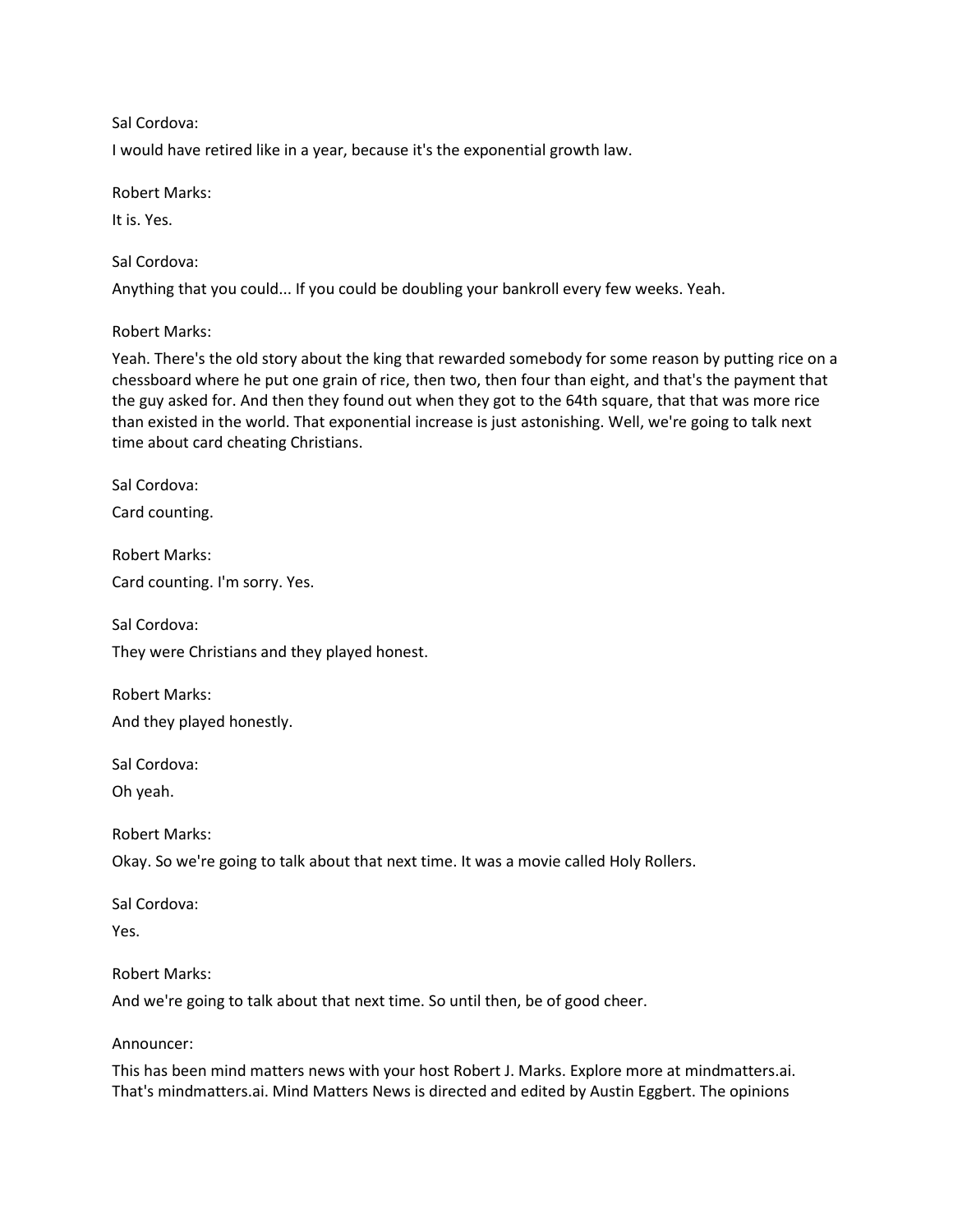Sal Cordova:

I would have retired like in a year, because it's the exponential growth law.

Robert Marks:

It is. Yes.

Sal Cordova:

Anything that you could... If you could be doubling your bankroll every few weeks. Yeah.

Robert Marks:

Yeah. There's the old story about the king that rewarded somebody for some reason by putting rice on a chessboard where he put one grain of rice, then two, then four than eight, and that's the payment that the guy asked for. And then they found out when they got to the 64th square, that that was more rice than existed in the world. That exponential increase is just astonishing. Well, we're going to talk next time about card cheating Christians.

Sal Cordova:

Card counting.

Robert Marks:

Card counting. I'm sorry. Yes.

Sal Cordova:

They were Christians and they played honest.

Robert Marks:

And they played honestly.

Sal Cordova:

Oh yeah.

Robert Marks:

Okay. So we're going to talk about that next time. It was a movie called Holy Rollers.

Sal Cordova:

Yes.

Robert Marks:

And we're going to talk about that next time. So until then, be of good cheer.

Announcer:

This has been mind matters news with your host Robert J. Marks. Explore more at mindmatters.ai. That's mindmatters.ai. Mind Matters News is directed and edited by Austin Eggbert. The opinions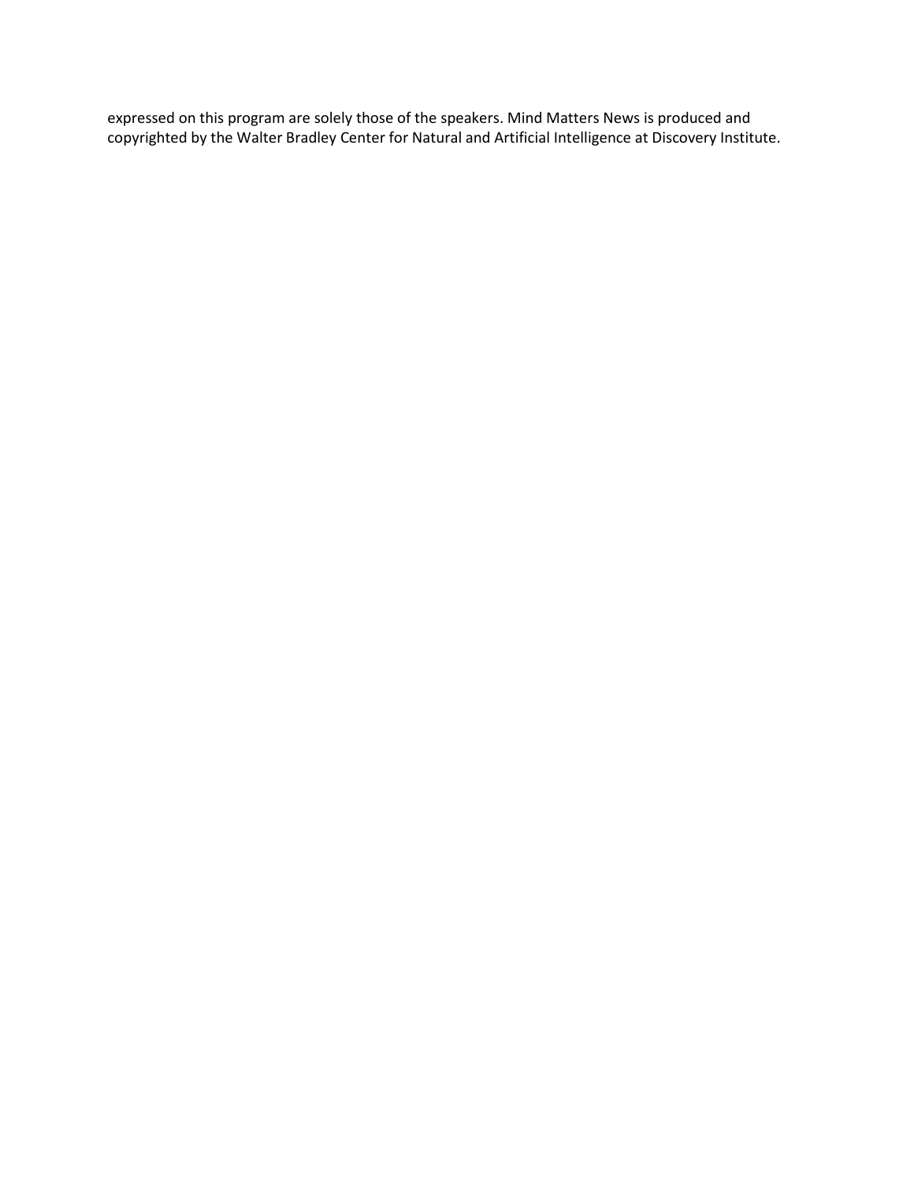expressed on this program are solely those of the speakers. Mind Matters News is produced and copyrighted by the Walter Bradley Center for Natural and Artificial Intelligence at Discovery Institute.